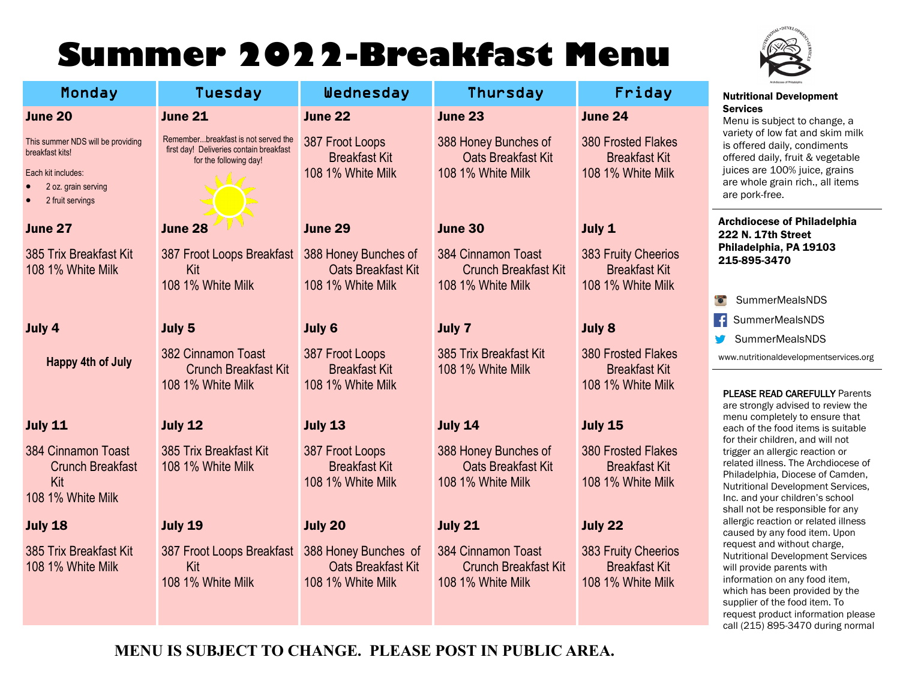# Summer 2022-Breakfast Menu

| Monday | Tuesday | Wednesday | Thursday | Friday |
|---|---|---|---|---|
| **June 20**<br>This summer NDS will be providing breakfast kits!<br>Each kit includes:<br>• 2 oz. grain serving<br>• 2 fruit servings | **June 21**<br>Remember...breakfast is not served the first day! Deliveries contain breakfast for the following day! | **June 22**<br>387 Froot Loops Breakfast Kit<br>108 1% White Milk | **June 23**<br>388 Honey Bunches of Oats Breakfast Kit<br>108 1% White Milk | **June 24**<br>380 Frosted Flakes Breakfast Kit<br>108 1% White Milk |
| **June 27**<br>385 Trix Breakfast Kit<br>108 1% White Milk | **June 28**<br>387 Froot Loops Breakfast Kit<br>108 1% White Milk | **June 29**<br>388 Honey Bunches of Oats Breakfast Kit<br>108 1% White Milk | **June 30**<br>384 Cinnamon Toast Crunch Breakfast Kit<br>108 1% White Milk | **July 1**<br>383 Fruity Cheerios Breakfast Kit<br>108 1% White Milk |
| **July 4**<br>**Happy 4th of July** | **July 5**<br>382 Cinnamon Toast Crunch Breakfast Kit<br>108 1% White Milk | **July 6**<br>387 Froot Loops Breakfast Kit<br>108 1% White Milk | **July 7**<br>385 Trix Breakfast Kit<br>108 1% White Milk | **July 8**<br>380 Frosted Flakes Breakfast Kit<br>108 1% White Milk |
| **July 11**<br>384 Cinnamon Toast Crunch Breakfast Kit<br>108 1% White Milk | **July 12**<br>385 Trix Breakfast Kit<br>108 1% White Milk | **July 13**<br>387 Froot Loops Breakfast Kit<br>108 1% White Milk | **July 14**<br>388 Honey Bunches of Oats Breakfast Kit<br>108 1% White Milk | **July 15**<br>380 Frosted Flakes Breakfast Kit<br>108 1% White Milk |
| **July 18**<br>385 Trix Breakfast Kit<br>108 1% White Milk | **July 19**<br>387 Froot Loops Breakfast Kit<br>108 1% White Milk | **July 20**<br>388 Honey Bunches of Oats Breakfast Kit<br>108 1% White Milk | **July 21**<br>384 Cinnamon Toast Crunch Breakfast Kit<br>108 1% White Milk | **July 22**<br>383 Fruity Cheerios Breakfast Kit<br>108 1% White Milk |

**MENU IS SUBJECT TO CHANGE. PLEASE POST IN PUBLIC AREA.**

**Nutritional Development Services**
Menu is subject to change, a variety of low fat and skim milk is offered daily, condiments offered daily, fruit & vegetable juices are 100% juice, grains are whole grain rich., all items are pork-free.

**Archdiocese of Philadelphia**
**222 N. 17th Street**
**Philadelphia, PA 19103**
**215-895-3470**

SummerMealsNDS
SummerMealsNDS
SummerMealsNDS
www.nutritionaldevelopmentservices.org

PLEASE READ CAREFULLY Parents are strongly advised to review the menu completely to ensure that each of the food items is suitable for their children, and will not trigger an allergic reaction or related illness. The Archdiocese of Philadelphia, Diocese of Camden, Nutritional Development Services, Inc. and your children's school shall not be responsible for any allergic reaction or related illness caused by any food item. Upon request and without charge, Nutritional Development Services will provide parents with information on any food item, which has been provided by the supplier of the food item. To request product information please call (215) 895-3470 during normal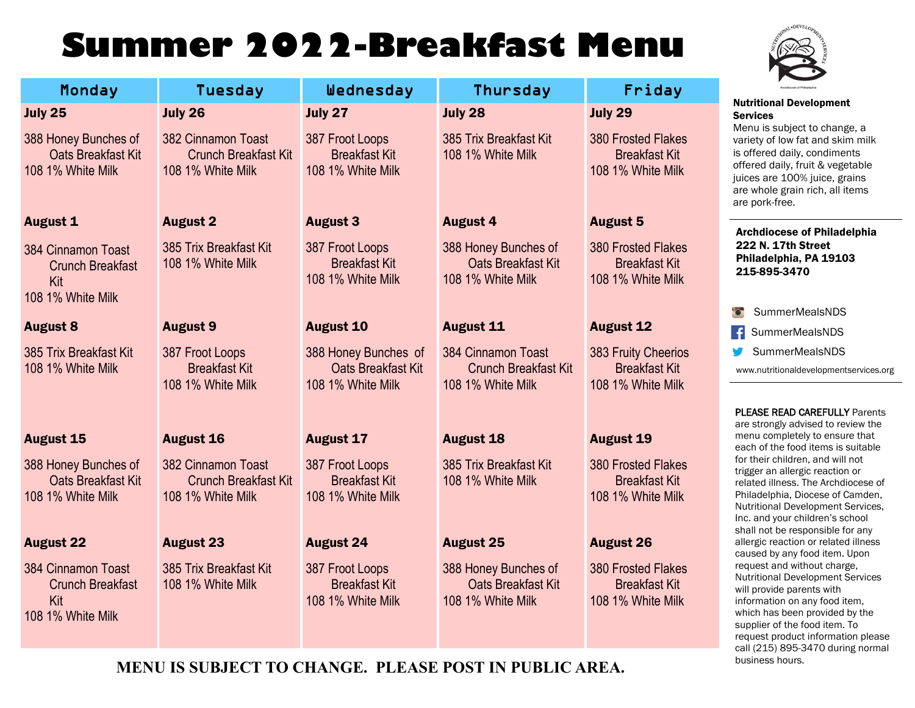# Summer 2022-Breakfast Menu

| Monday | Tuesday | Wednesday | Thursday | Friday |
|---|---|---|---|---|
| **July 25**<br>388 Honey Bunches of Oats Breakfast Kit<br>108 1% White Milk | **July 26**<br>382 Cinnamon Toast Crunch Breakfast Kit<br>108 1% White Milk | **July 27**<br>387 Froot Loops Breakfast Kit<br>108 1% White Milk | **July 28**<br>385 Trix Breakfast Kit<br>108 1% White Milk | **July 29**<br>380 Frosted Flakes Breakfast Kit<br>108 1% White Milk |
| **August 1**<br>384 Cinnamon Toast Crunch Breakfast Kit<br>108 1% White Milk | **August 2**<br>385 Trix Breakfast Kit<br>108 1% White Milk | **August 3**<br>387 Froot Loops Breakfast Kit<br>108 1% White Milk | **August 4**<br>388 Honey Bunches of Oats Breakfast Kit<br>108 1% White Milk | **August 5**<br>380 Frosted Flakes Breakfast Kit<br>108 1% White Milk |
| **August 8**<br>385 Trix Breakfast Kit<br>108 1% White Milk | **August 9**<br>387 Froot Loops Breakfast Kit<br>108 1% White Milk | **August 10**<br>388 Honey Bunches of Oats Breakfast Kit<br>108 1% White Milk | **August 11**<br>384 Cinnamon Toast Crunch Breakfast Kit<br>108 1% White Milk | **August 12**<br>383 Fruity Cheerios Breakfast Kit<br>108 1% White Milk |
| **August 15**<br>388 Honey Bunches of Oats Breakfast Kit<br>108 1% White Milk | **August 16**<br>382 Cinnamon Toast Crunch Breakfast Kit<br>108 1% White Milk | **August 17**<br>387 Froot Loops Breakfast Kit<br>108 1% White Milk | **August 18**<br>385 Trix Breakfast Kit<br>108 1% White Milk | **August 19**<br>380 Frosted Flakes Breakfast Kit<br>108 1% White Milk |
| **August 22**<br>384 Cinnamon Toast Crunch Breakfast Kit<br>108 1% White Milk | **August 23**<br>385 Trix Breakfast Kit<br>108 1% White Milk | **August 24**<br>387 Froot Loops Breakfast Kit<br>108 1% White Milk | **August 25**<br>388 Honey Bunches of Oats Breakfast Kit<br>108 1% White Milk | **August 26**<br>380 Frosted Flakes Breakfast Kit<br>108 1% White Milk |

**MENU IS SUBJECT TO CHANGE. PLEASE POST IN PUBLIC AREA.**

**Nutritional Development Services**
Menu is subject to change, a variety of low fat and skim milk is offered daily, condiments offered daily, fruit & vegetable juices are 100% juice, grains are whole grain rich, all items are pork-free.

**Archdiocese of Philadelphia**
**222 N. 17th Street**
**Philadelphia, PA 19103**
**215-895-3470**

SummerMealsNDS
SummerMealsNDS
SummerMealsNDS
www.nutritionaldevelopmentservices.org

PLEASE READ CAREFULLY Parents are strongly advised to review the menu completely to ensure that each of the food items is suitable for their children, and will not trigger an allergic reaction or related illness. The Archdiocese of Philadelphia, Diocese of Camden, Nutritional Development Services, Inc. and your children's school shall not be responsible for any allergic reaction or related illness caused by any food item. Upon request and without charge, Nutritional Development Services will provide parents with information on any food item, which has been provided by the supplier of the food item. To request product information please call (215) 895-3470 during normal business hours.